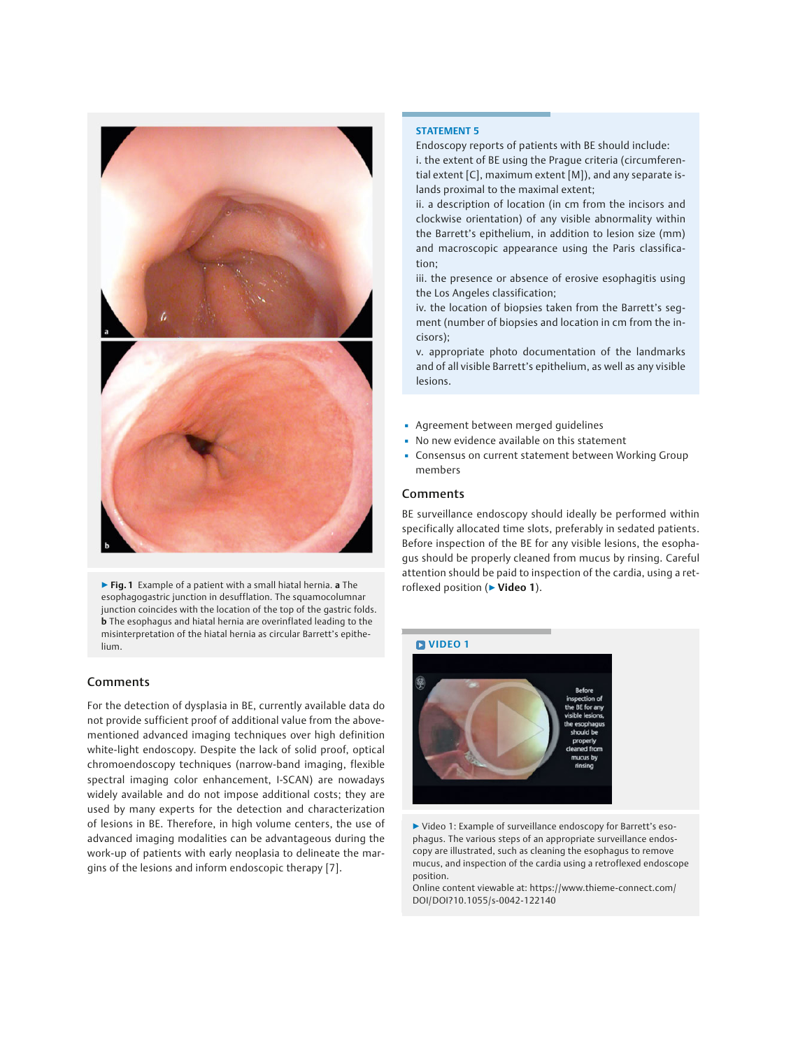▶ **Fig. 1** Example of a patient with a small hiatal hernia. **a** The esophagogastric junction in desufflation. The squamocolumnar junction coincides with the location of the top of the gastric folds. **b** The esophagus and hiatal hernia are overinflated leading to the misinterpretation of the hiatal hernia as circular Barrett's epithelium.

## Comments

For the detection of dysplasia in BE, currently available data do not provide sufficient proof of additional value from the above-mentioned advanced imaging techniques over high definition white-light endoscopy. Despite the lack of solid proof, optical chromoendoscopy techniques (narrow-band imaging, flexible spectral imaging color enhancement, I-SCAN) are nowadays widely available and do not impose additional costs; they are used by many experts for the detection and characterization of lesions in BE. Therefore, in high volume centers, the use of advanced imaging modalities can be advantageous during the work-up of patients with early neoplasia to delineate the margins of the lesions and inform endoscopic therapy [7].

**STATEMENT 5**

Endoscopy reports of patients with BE should include:
i. the extent of BE using the Prague criteria (circumferential extent [C], maximum extent [M]), and any separate islands proximal to the maximal extent;
ii. a description of location (in cm from the incisors and clockwise orientation) of any visible abnormality within the Barrett's epithelium, in addition to lesion size (mm) and macroscopic appearance using the Paris classification;
iii. the presence or absence of erosive esophagitis using the Los Angeles classification;
iv. the location of biopsies taken from the Barrett's segment (number of biopsies and location in cm from the incisors);
v. appropriate photo documentation of the landmarks and of all visible Barrett's epithelium, as well as any visible lesions.

- Agreement between merged guidelines
- No new evidence available on this statement
- Consensus on current statement between Working Group members

## Comments

BE surveillance endoscopy should ideally be performed within specifically allocated time slots, preferably in sedated patients. Before inspection of the BE for any visible lesions, the esophagus should be properly cleaned from mucus by rinsing. Careful attention should be paid to inspection of the cardia, using a retroflexed position (▶ **Video 1**).

**VIDEO 1**

▶ Video 1: Example of surveillance endoscopy for Barrett's esophagus. The various steps of an appropriate surveillance endoscopy are illustrated, such as cleaning the esophagus to remove mucus, and inspection of the cardia using a retroflexed endoscope position.
Online content viewable at: https://www.thieme-connect.com/DOI/DOI?10.1055/s-0042-122140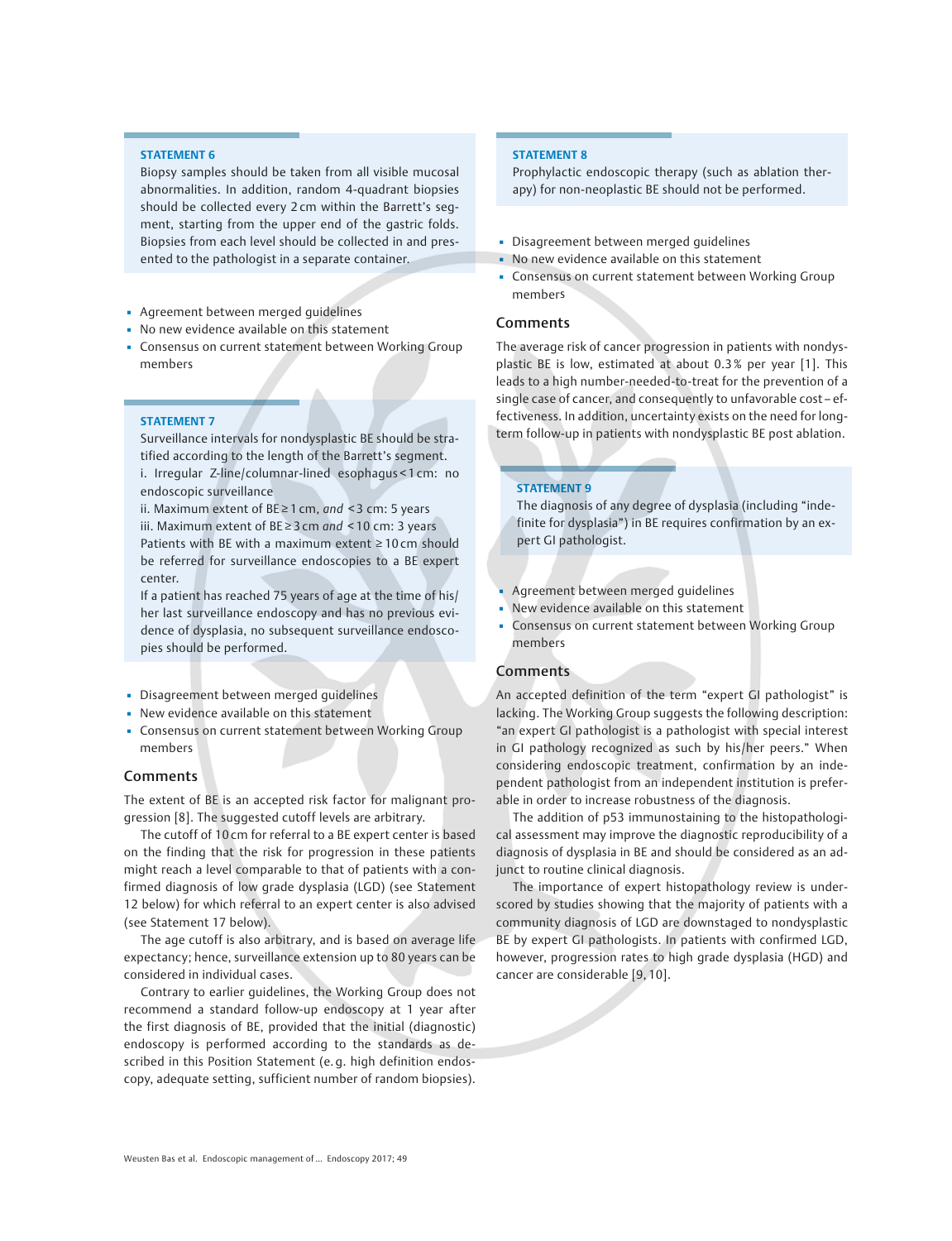**STATEMENT 6**

Biopsy samples should be taken from all visible mucosal abnormalities. In addition, random 4-quadrant biopsies should be collected every 2 cm within the Barrett's segment, starting from the upper end of the gastric folds. Biopsies from each level should be collected in and presented to the pathologist in a separate container.

- Agreement between merged guidelines
- No new evidence available on this statement
- Consensus on current statement between Working Group members

**STATEMENT 7**

Surveillance intervals for nondysplastic BE should be stratified according to the length of the Barrett's segment.

i. Irregular Z-line/columnar-lined esophagus < 1 cm: no endoscopic surveillance

ii. Maximum extent of BE ≥ 1 cm, *and* < 3 cm: 5 years

iii. Maximum extent of BE ≥ 3 cm *and* < 10 cm: 3 years

Patients with BE with a maximum extent ≥ 10 cm should be referred for surveillance endoscopies to a BE expert center.

If a patient has reached 75 years of age at the time of his/her last surveillance endoscopy and has no previous evidence of dysplasia, no subsequent surveillance endoscopies should be performed.

- Disagreement between merged guidelines
- New evidence available on this statement
- Consensus on current statement between Working Group members

## Comments

The extent of BE is an accepted risk factor for malignant progression [8]. The suggested cutoff levels are arbitrary.

The cutoff of 10 cm for referral to a BE expert center is based on the finding that the risk for progression in these patients might reach a level comparable to that of patients with a confirmed diagnosis of low grade dysplasia (LGD) (see Statement 12 below) for which referral to an expert center is also advised (see Statement 17 below).

The age cutoff is also arbitrary, and is based on average life expectancy; hence, surveillance extension up to 80 years can be considered in individual cases.

Contrary to earlier guidelines, the Working Group does not recommend a standard follow-up endoscopy at 1 year after the first diagnosis of BE, provided that the initial (diagnostic) endoscopy is performed according to the standards as described in this Position Statement (e. g. high definition endoscopy, adequate setting, sufficient number of random biopsies).

**STATEMENT 8**

Prophylactic endoscopic therapy (such as ablation therapy) for non-neoplastic BE should not be performed.

- Disagreement between merged guidelines
- No new evidence available on this statement
- Consensus on current statement between Working Group members

## Comments

The average risk of cancer progression in patients with nondysplastic BE is low, estimated at about 0.3 % per year [1]. This leads to a high number-needed-to-treat for the prevention of a single case of cancer, and consequently to unfavorable cost – effectiveness. In addition, uncertainty exists on the need for long-term follow-up in patients with nondysplastic BE post ablation.

**STATEMENT 9**

The diagnosis of any degree of dysplasia (including "indefinite for dysplasia") in BE requires confirmation by an expert GI pathologist.

- Agreement between merged guidelines
- New evidence available on this statement
- Consensus on current statement between Working Group members

## Comments

An accepted definition of the term "expert GI pathologist" is lacking. The Working Group suggests the following description: "an expert GI pathologist is a pathologist with special interest in GI pathology recognized as such by his/her peers." When considering endoscopic treatment, confirmation by an independent pathologist from an independent institution is preferable in order to increase robustness of the diagnosis.

The addition of p53 immunostaining to the histopathological assessment may improve the diagnostic reproducibility of a diagnosis of dysplasia in BE and should be considered as an adjunct to routine clinical diagnosis.

The importance of expert histopathology review is underscored by studies showing that the majority of patients with a community diagnosis of LGD are downstaged to nondysplastic BE by expert GI pathologists. In patients with confirmed LGD, however, progression rates to high grade dysplasia (HGD) and cancer are considerable [9, 10].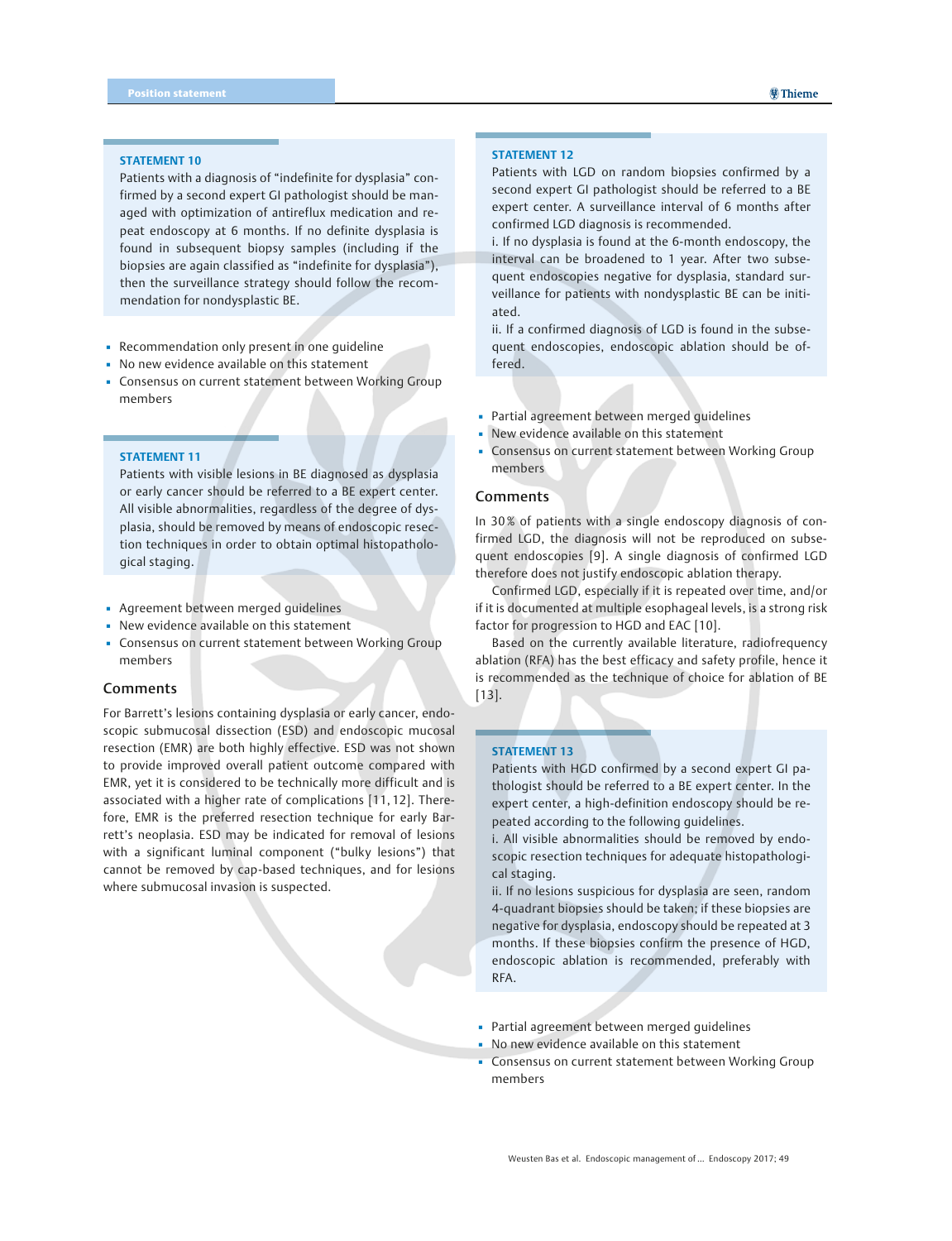### STATEMENT 10

Patients with a diagnosis of "indefinite for dysplasia" confirmed by a second expert GI pathologist should be managed with optimization of antireflux medication and repeat endoscopy at 6 months. If no definite dysplasia is found in subsequent biopsy samples (including if the biopsies are again classified as "indefinite for dysplasia"), then the surveillance strategy should follow the recommendation for nondysplastic BE.

- Recommendation only present in one guideline
- No new evidence available on this statement
- Consensus on current statement between Working Group members

### STATEMENT 11

Patients with visible lesions in BE diagnosed as dysplasia or early cancer should be referred to a BE expert center. All visible abnormalities, regardless of the degree of dysplasia, should be removed by means of endoscopic resection techniques in order to obtain optimal histopathological staging.

- Agreement between merged guidelines
- New evidence available on this statement
- Consensus on current statement between Working Group members

## Comments

For Barrett's lesions containing dysplasia or early cancer, endoscopic submucosal dissection (ESD) and endoscopic mucosal resection (EMR) are both highly effective. ESD was not shown to provide improved overall patient outcome compared with EMR, yet it is considered to be technically more difficult and is associated with a higher rate of complications [11, 12]. Therefore, EMR is the preferred resection technique for early Barrett's neoplasia. ESD may be indicated for removal of lesions with a significant luminal component ("bulky lesions") that cannot be removed by cap-based techniques, and for lesions where submucosal invasion is suspected.

### STATEMENT 12

Patients with LGD on random biopsies confirmed by a second expert GI pathologist should be referred to a BE expert center. A surveillance interval of 6 months after confirmed LGD diagnosis is recommended.

i. If no dysplasia is found at the 6-month endoscopy, the interval can be broadened to 1 year. After two subsequent endoscopies negative for dysplasia, standard surveillance for patients with nondysplastic BE can be initiated.

ii. If a confirmed diagnosis of LGD is found in the subsequent endoscopies, endoscopic ablation should be offered.

- Partial agreement between merged guidelines
- New evidence available on this statement
- Consensus on current statement between Working Group members

## Comments

In 30 % of patients with a single endoscopy diagnosis of confirmed LGD, the diagnosis will not be reproduced on subsequent endoscopies [9]. A single diagnosis of confirmed LGD therefore does not justify endoscopic ablation therapy.

Confirmed LGD, especially if it is repeated over time, and/or if it is documented at multiple esophageal levels, is a strong risk factor for progression to HGD and EAC [10].

Based on the currently available literature, radiofrequency ablation (RFA) has the best efficacy and safety profile, hence it is recommended as the technique of choice for ablation of BE [13].

### STATEMENT 13

Patients with HGD confirmed by a second expert GI pathologist should be referred to a BE expert center. In the expert center, a high-definition endoscopy should be repeated according to the following guidelines.

i. All visible abnormalities should be removed by endoscopic resection techniques for adequate histopathological staging.

ii. If no lesions suspicious for dysplasia are seen, random 4-quadrant biopsies should be taken; if these biopsies are negative for dysplasia, endoscopy should be repeated at 3 months. If these biopsies confirm the presence of HGD, endoscopic ablation is recommended, preferably with RFA.

- Partial agreement between merged guidelines
- No new evidence available on this statement
- Consensus on current statement between Working Group members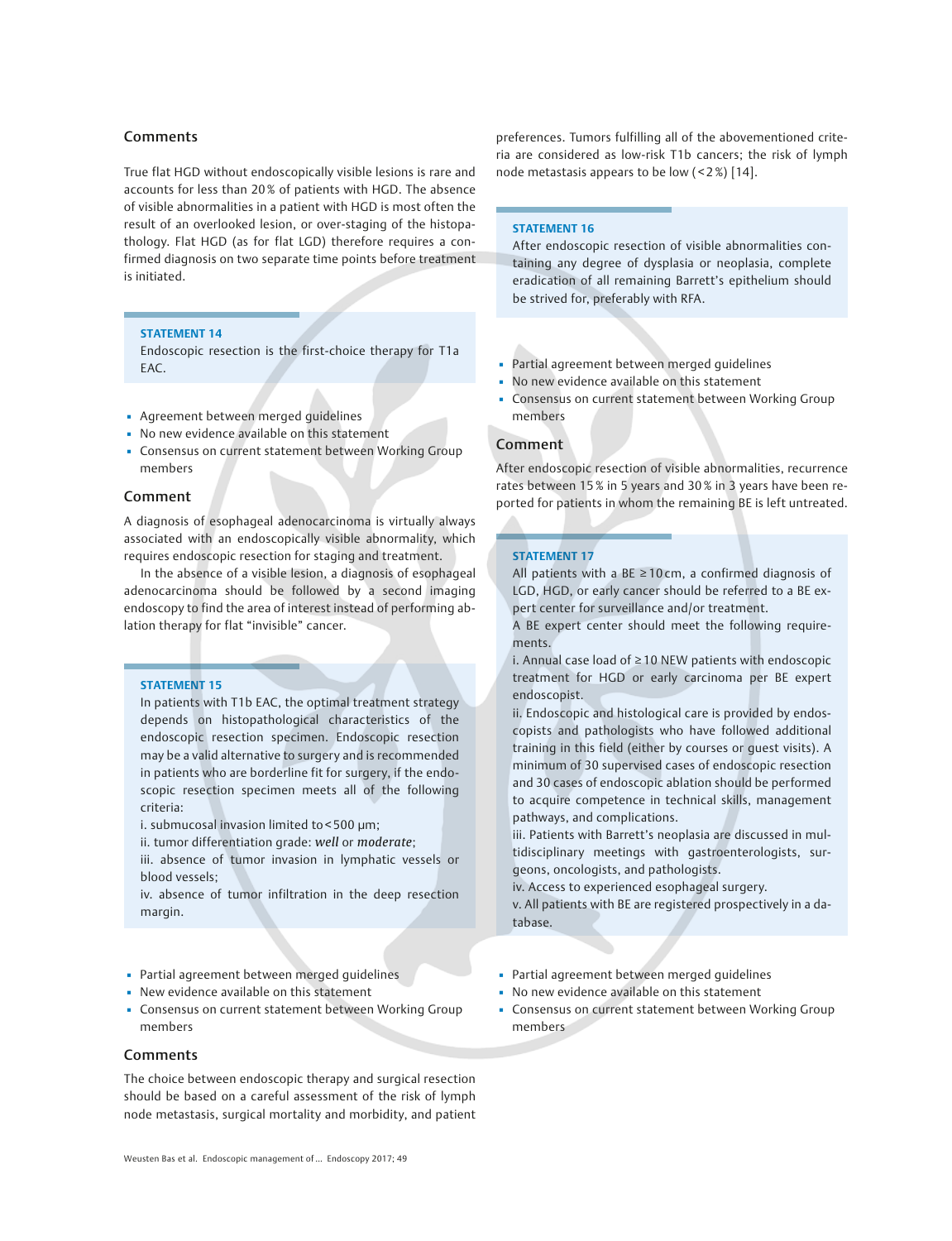## Comments

True flat HGD without endoscopically visible lesions is rare and accounts for less than 20 % of patients with HGD. The absence of visible abnormalities in a patient with HGD is most often the result of an overlooked lesion, or over-staging of the histopathology. Flat HGD (as for flat LGD) therefore requires a confirmed diagnosis on two separate time points before treatment is initiated.

**STATEMENT 14**

Endoscopic resection is the first-choice therapy for T1a EAC.

- Agreement between merged guidelines
- No new evidence available on this statement
- Consensus on current statement between Working Group members

## Comment

A diagnosis of esophageal adenocarcinoma is virtually always associated with an endoscopically visible abnormality, which requires endoscopic resection for staging and treatment.

In the absence of a visible lesion, a diagnosis of esophageal adenocarcinoma should be followed by a second imaging endoscopy to find the area of interest instead of performing ablation therapy for flat "invisible" cancer.

**STATEMENT 15**

In patients with T1b EAC, the optimal treatment strategy depends on histopathological characteristics of the endoscopic resection specimen. Endoscopic resection may be a valid alternative to surgery and is recommended in patients who are borderline fit for surgery, if the endoscopic resection specimen meets all of the following criteria:

i. submucosal invasion limited to < 500 µm;
ii. tumor differentiation grade: *well* or *moderate*;
iii. absence of tumor invasion in lymphatic vessels or blood vessels;
iv. absence of tumor infiltration in the deep resection margin.

- Partial agreement between merged guidelines
- New evidence available on this statement
- Consensus on current statement between Working Group members

## Comments

The choice between endoscopic therapy and surgical resection should be based on a careful assessment of the risk of lymph node metastasis, surgical mortality and morbidity, and patient preferences. Tumors fulfilling all of the abovementioned criteria are considered as low-risk T1b cancers; the risk of lymph node metastasis appears to be low (< 2 %) [14].

**STATEMENT 16**

After endoscopic resection of visible abnormalities containing any degree of dysplasia or neoplasia, complete eradication of all remaining Barrett's epithelium should be strived for, preferably with RFA.

- Partial agreement between merged guidelines
- No new evidence available on this statement
- Consensus on current statement between Working Group members

## Comment

After endoscopic resection of visible abnormalities, recurrence rates between 15 % in 5 years and 30 % in 3 years have been reported for patients in whom the remaining BE is left untreated.

**STATEMENT 17**

All patients with a BE ≥ 10 cm, a confirmed diagnosis of LGD, HGD, or early cancer should be referred to a BE expert center for surveillance and/or treatment.

A BE expert center should meet the following requirements.

i. Annual case load of ≥ 10 NEW patients with endoscopic treatment for HGD or early carcinoma per BE expert endoscopist.
ii. Endoscopic and histological care is provided by endoscopists and pathologists who have followed additional training in this field (either by courses or guest visits). A minimum of 30 supervised cases of endoscopic resection and 30 cases of endoscopic ablation should be performed to acquire competence in technical skills, management pathways, and complications.
iii. Patients with Barrett's neoplasia are discussed in multidisciplinary meetings with gastroenterologists, surgeons, oncologists, and pathologists.
iv. Access to experienced esophageal surgery.
v. All patients with BE are registered prospectively in a database.

- Partial agreement between merged guidelines
- No new evidence available on this statement
- Consensus on current statement between Working Group members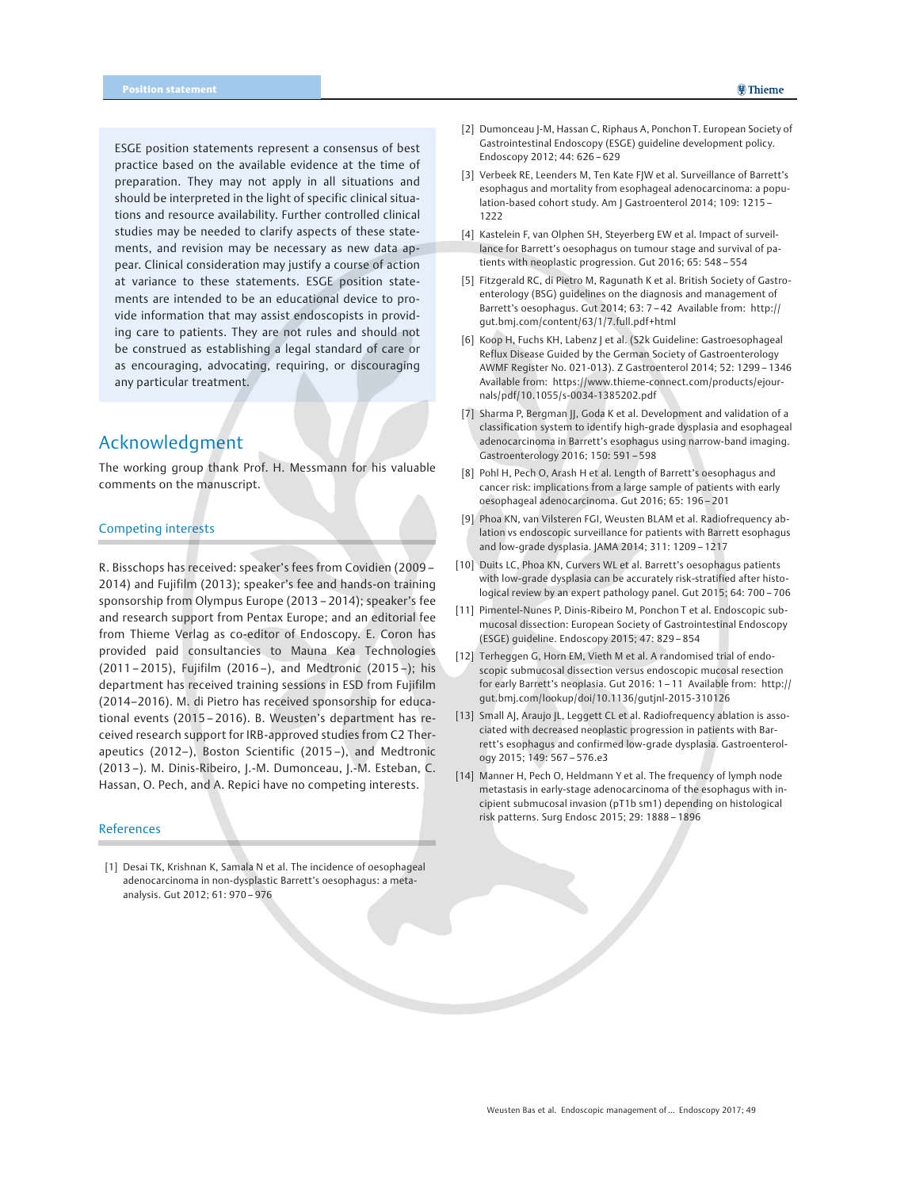ESGE position statements represent a consensus of best practice based on the available evidence at the time of preparation. They may not apply in all situations and should be interpreted in the light of specific clinical situations and resource availability. Further controlled clinical studies may be needed to clarify aspects of these statements, and revision may be necessary as new data appear. Clinical consideration may justify a course of action at variance to these statements. ESGE position statements are intended to be an educational device to provide information that may assist endoscopists in providing care to patients. They are not rules and should not be construed as establishing a legal standard of care or as encouraging, advocating, requiring, or discouraging any particular treatment.

## Acknowledgment

The working group thank Prof. H. Messmann for his valuable comments on the manuscript.

### Competing interests

R. Bisschops has received: speaker's fees from Covidien (2009–2014) and Fujifilm (2013); speaker's fee and hands-on training sponsorship from Olympus Europe (2013–2014); speaker's fee and research support from Pentax Europe; and an editorial fee from Thieme Verlag as co-editor of Endoscopy. E. Coron has provided paid consultancies to Mauna Kea Technologies (2011–2015), Fujifilm (2016–), and Medtronic (2015–); his department has received training sessions in ESD from Fujifilm (2014–2016). M. di Pietro has received sponsorship for educational events (2015–2016). B. Weusten's department has received research support for IRB-approved studies from C2 Therapeutics (2012–), Boston Scientific (2015–), and Medtronic (2013–). M. Dinis-Ribeiro, J.-M. Dumonceau, J.-M. Esteban, C. Hassan, O. Pech, and A. Repici have no competing interests.

### References

[1] Desai TK, Krishnan K, Samala N et al. The incidence of oesophageal adenocarcinoma in non-dysplastic Barrett's oesophagus: a meta-analysis. Gut 2012; 61: 970–976

[2] Dumonceau J-M, Hassan C, Riphaus A, Ponchon T. European Society of Gastrointestinal Endoscopy (ESGE) guideline development policy. Endoscopy 2012; 44: 626–629

[3] Verbeek RE, Leenders M, Ten Kate FJW et al. Surveillance of Barrett's esophagus and mortality from esophageal adenocarcinoma: a population-based cohort study. Am J Gastroenterol 2014; 109: 1215–1222

[4] Kastelein F, van Olphen SH, Steyerberg EW et al. Impact of surveillance for Barrett's oesophagus on tumour stage and survival of patients with neoplastic progression. Gut 2016; 65: 548–554

[5] Fitzgerald RC, di Pietro M, Ragunath K et al. British Society of Gastroenterology (BSG) guidelines on the diagnosis and management of Barrett's oesophagus. Gut 2014; 63: 7–42 Available from: http://gut.bmj.com/content/63/1/7.full.pdf+html

[6] Koop H, Fuchs KH, Labenz J et al. (S2k Guideline: Gastroesophageal Reflux Disease Guided by the German Society of Gastroenterology AWMF Register No. 021-013). Z Gastroenterol 2014; 52: 1299–1346 Available from: https://www.thieme-connect.com/products/ejournals/pdf/10.1055/s-0034-1385202.pdf

[7] Sharma P, Bergman JJ, Goda K et al. Development and validation of a classification system to identify high-grade dysplasia and esophageal adenocarcinoma in Barrett's esophagus using narrow-band imaging. Gastroenterology 2016; 150: 591–598

[8] Pohl H, Pech O, Arash H et al. Length of Barrett's oesophagus and cancer risk: implications from a large sample of patients with early oesophageal adenocarcinoma. Gut 2016; 65: 196–201

[9] Phoa KN, van Vilsteren FGI, Weusten BLAM et al. Radiofrequency ablation vs endoscopic surveillance for patients with Barrett esophagus and low-grade dysplasia. JAMA 2014; 311: 1209–1217

[10] Duits LC, Phoa KN, Curvers WL et al. Barrett's oesophagus patients with low-grade dysplasia can be accurately risk-stratified after histological review by an expert pathology panel. Gut 2015; 64: 700–706

[11] Pimentel-Nunes P, Dinis-Ribeiro M, Ponchon T et al. Endoscopic submucosal dissection: European Society of Gastrointestinal Endoscopy (ESGE) guideline. Endoscopy 2015; 47: 829–854

[12] Terheggen G, Horn EM, Vieth M et al. A randomised trial of endoscopic submucosal dissection versus endoscopic mucosal resection for early Barrett's neoplasia. Gut 2016: 1–11 Available from: http://gut.bmj.com/lookup/doi/10.1136/gutjnl-2015-310126

[13] Small AJ, Araujo JL, Leggett CL et al. Radiofrequency ablation is associated with decreased neoplastic progression in patients with Barrett's esophagus and confirmed low-grade dysplasia. Gastroenterology 2015; 149: 567–576.e3

[14] Manner H, Pech O, Heldmann Y et al. The frequency of lymph node metastasis in early-stage adenocarcinoma of the esophagus with incipient submucosal invasion (pT1b sm1) depending on histological risk patterns. Surg Endosc 2015; 29: 1888–1896